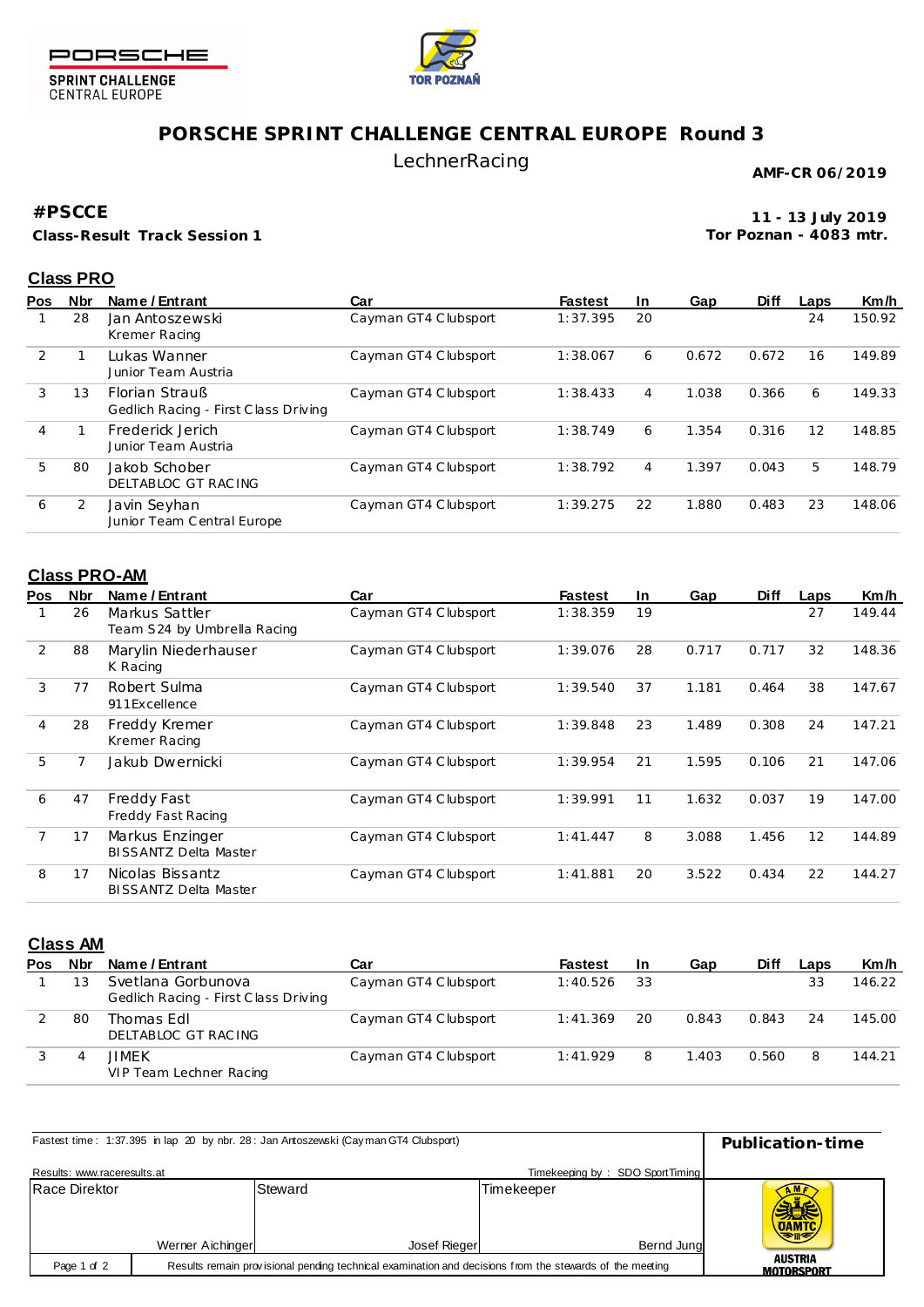PORSCHE
SPRINT CHALLENGE
CENTRAL EUROPE

TOR POZNAŃ

# PORSCHE SPRINT CHALLENGE CENTRAL EUROPE Round 3

LechnerRacing

**AMF-CR 06/2019**

**#PSCCE**

**Class-Result Track Session 1**

**11 - 13 July 2019**
**Tor Poznan - 4083 mtr.**

## Class PRO

| Pos | Nbr | Name / Entrant | Car | Fastest | In | Gap | Diff | Laps | Km/h |
|---|---|---|---|---|---|---|---|---|---|
| 1 | 28 | Jan Antoszewski<br>Kremer Racing | Cayman GT4 Clubsport | 1:37.395 | 20 | | | 24 | 150.92 |
| 2 | 1 | Lukas Wanner<br>Junior Team Austria | Cayman GT4 Clubsport | 1:38.067 | 6 | 0.672 | 0.672 | 16 | 149.89 |
| 3 | 13 | Florian Strauß<br>Gedlich Racing - First Class Driving | Cayman GT4 Clubsport | 1:38.433 | 4 | 1.038 | 0.366 | 6 | 149.33 |
| 4 | 1 | Frederick Jerich<br>Junior Team Austria | Cayman GT4 Clubsport | 1:38.749 | 6 | 1.354 | 0.316 | 12 | 148.85 |
| 5 | 80 | Jakob Schober<br>DELTABLOC GT RACING | Cayman GT4 Clubsport | 1:38.792 | 4 | 1.397 | 0.043 | 5 | 148.79 |
| 6 | 2 | Javin Seyhan<br>Junior Team Central Europe | Cayman GT4 Clubsport | 1:39.275 | 22 | 1.880 | 0.483 | 23 | 148.06 |

## Class PRO-AM

| Pos | Nbr | Name / Entrant | Car | Fastest | In | Gap | Diff | Laps | Km/h |
|---|---|---|---|---|---|---|---|---|---|
| 1 | 26 | Markus Sattler<br>Team S24 by Umbrella Racing | Cayman GT4 Clubsport | 1:38.359 | 19 | | | 27 | 149.44 |
| 2 | 88 | Marylin Niederhauser<br>K Racing | Cayman GT4 Clubsport | 1:39.076 | 28 | 0.717 | 0.717 | 32 | 148.36 |
| 3 | 77 | Robert Sulma<br>911Excellence | Cayman GT4 Clubsport | 1:39.540 | 37 | 1.181 | 0.464 | 38 | 147.67 |
| 4 | 28 | Freddy Kremer<br>Kremer Racing | Cayman GT4 Clubsport | 1:39.848 | 23 | 1.489 | 0.308 | 24 | 147.21 |
| 5 | 7 | Jakub Dwernicki | Cayman GT4 Clubsport | 1:39.954 | 21 | 1.595 | 0.106 | 21 | 147.06 |
| 6 | 47 | Freddy Fast<br>Freddy Fast Racing | Cayman GT4 Clubsport | 1:39.991 | 11 | 1.632 | 0.037 | 19 | 147.00 |
| 7 | 17 | Markus Enzinger<br>BISSANTZ Delta Master | Cayman GT4 Clubsport | 1:41.447 | 8 | 3.088 | 1.456 | 12 | 144.89 |
| 8 | 17 | Nicolas Bissantz<br>BISSANTZ Delta Master | Cayman GT4 Clubsport | 1:41.881 | 20 | 3.522 | 0.434 | 22 | 144.27 |

## Class AM

| Pos | Nbr | Name / Entrant | Car | Fastest | In | Gap | Diff | Laps | Km/h |
|---|---|---|---|---|---|---|---|---|---|
| 1 | 13 | Svetlana Gorbunova<br>Gedlich Racing - First Class Driving | Cayman GT4 Clubsport | 1:40.526 | 33 | | | 33 | 146.22 |
| 2 | 80 | Thomas Edl<br>DELTABLOC GT RACING | Cayman GT4 Clubsport | 1:41.369 | 20 | 0.843 | 0.843 | 24 | 145.00 |
| 3 | 4 | JIMEK<br>VIP Team Lechner Racing | Cayman GT4 Clubsport | 1:41.929 | 8 | 1.403 | 0.560 | 8 | 144.21 |

Fastest time : 1:37.395 in lap 20 by nbr. 28 : Jan Antoszewski (Cayman GT4 Clubsport)

**Publication-time**

Results: www.raceresults.at

Timekeeping by : SDO SportTiming

| Race Direktor | Steward | Timekeeper |
|---|---|---|
| Werner Aichinger | Josef Rieger | Bernd Jung |

Results remain provisional pending technical examination and decisions from the stewards of the meeting

AMF ÖAMTC AUSTRIA MOTORSPORT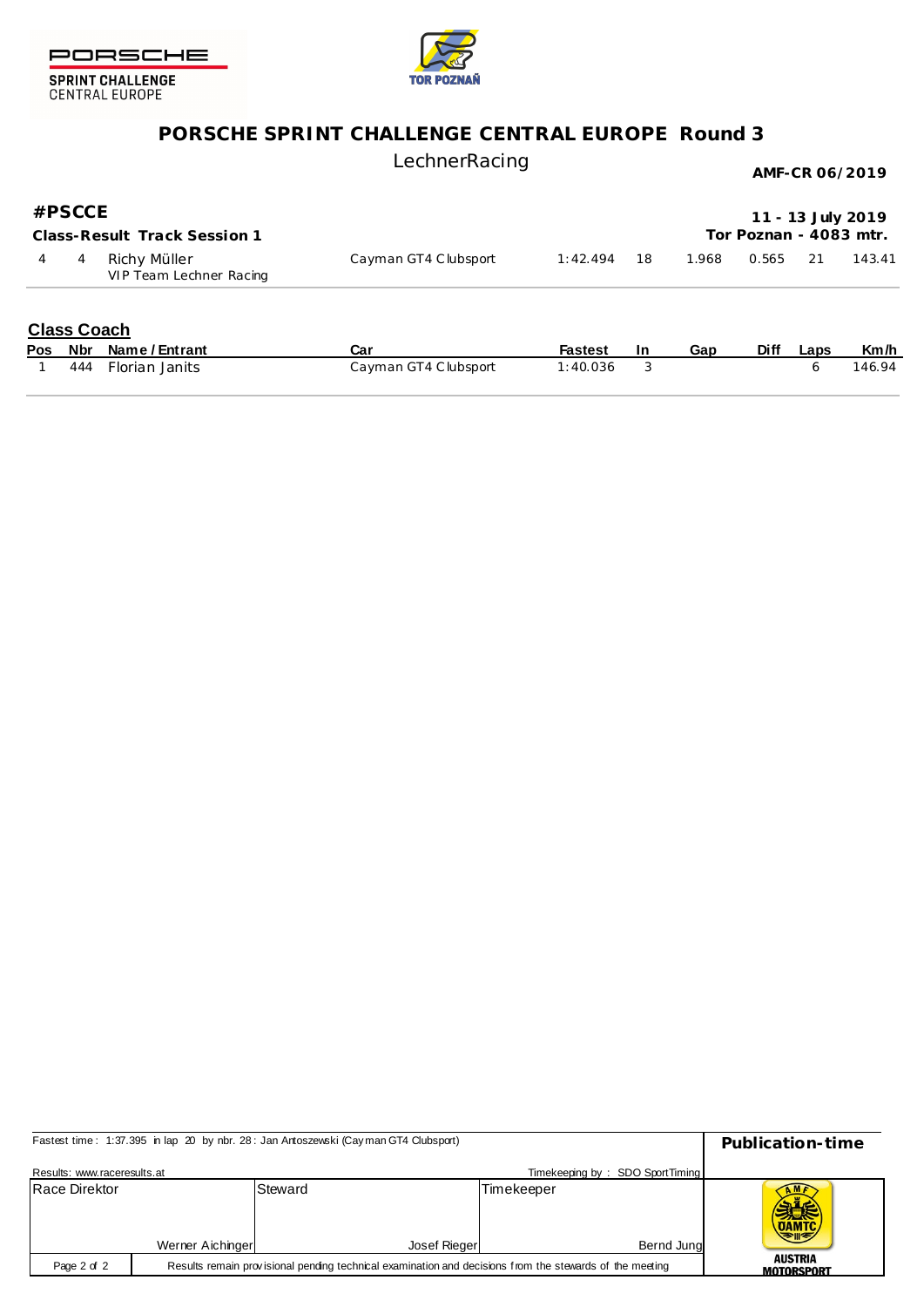# PORSCHE SPRINT CHALLENGE CENTRAL EUROPE Round 3

LechnerRacing

**AMF-CR 06/2019**

**#PSCCE**

**Class-Result Track Session 1**

**11 - 13 July 2019**
**Tor Poznan - 4083 mtr.**

| | | | | | | | | | |
|---|---|---|---|---|---|---|---|---|---|
| 4 | 4 | Richy Müller<br>VIP Team Lechner Racing | Cayman GT4 Clubsport | 1:42.494 | 18 | 1.968 | 0.565 | 21 | 143.41 |

## Class Coach

| Pos | Nbr | Name / Entrant | Car | Fastest | In | Gap | Diff | Laps | Km/h |
|---|---|---|---|---|---|---|---|---|---|
| 1 | 444 | Florian Janits | Cayman GT4 Clubsport | 1:40.036 | 3 | | | 6 | 146.94 |

Fastest time : 1:37.395 in lap 20 by nbr. 28 : Jan Antoszewski (Cayman GT4 Clubsport)

**Publication-time**

Results: www.raceresults.at

Timekeeping by : SDO SportTiming

| Race Direktor | Steward | Timekeeper |
|---|---|---|
| Werner Aichinger | Josef Rieger | Bernd Jung |

Results remain provisional pending technical examination and decisions from the stewards of the meeting

AUSTRIA MOTORSPORT